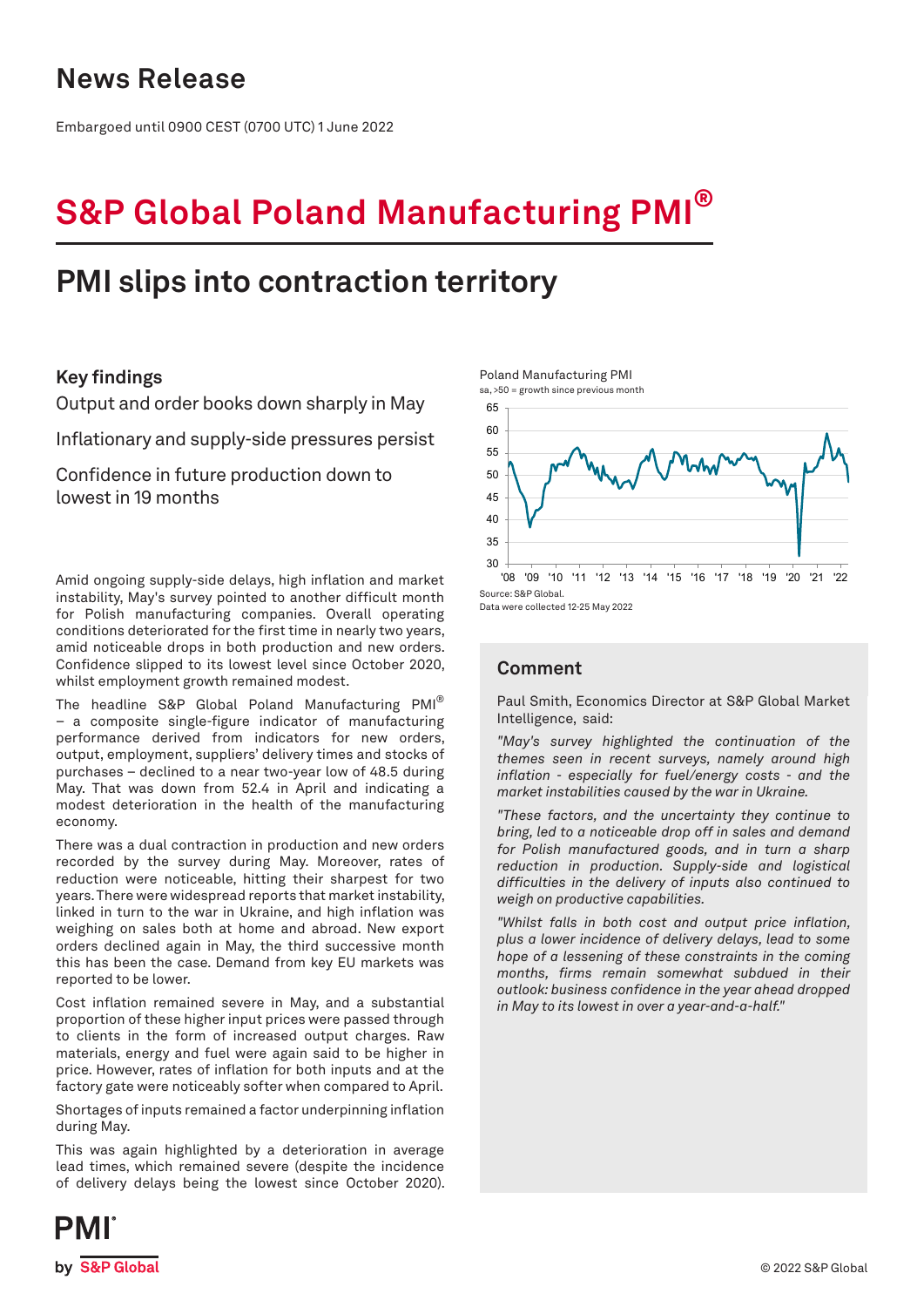# News Release

Embargoed until 0900 CEST (0700 UTC) 1 June 2022

# S&P Global Poland Manufacturing PMI®

## PMI slips into contraction territory

### Key findings

Output and order books down sharply in May

Inflationary and supply-side pressures persist

Confidence in future production down to lowest in 19 months

Poland Manufacturing PMI
sa, >50 = growth since previous month

Source: S&P Global.
Data were collected 12-25 May 2022

Amid ongoing supply-side delays, high inflation and market instability, May's survey pointed to another difficult month for Polish manufacturing companies. Overall operating conditions deteriorated for the first time in nearly two years, amid noticeable drops in both production and new orders. Confidence slipped to its lowest level since October 2020, whilst employment growth remained modest.

The headline S&P Global Poland Manufacturing PMI® – a composite single-figure indicator of manufacturing performance derived from indicators for new orders, output, employment, suppliers' delivery times and stocks of purchases – declined to a near two-year low of 48.5 during May. That was down from 52.4 in April and indicating a modest deterioration in the health of the manufacturing economy.

There was a dual contraction in production and new orders recorded by the survey during May. Moreover, rates of reduction were noticeable, hitting their sharpest for two years. There were widespread reports that market instability, linked in turn to the war in Ukraine, and high inflation was weighing on sales both at home and abroad. New export orders declined again in May, the third successive month this has been the case. Demand from key EU markets was reported to be lower.

Cost inflation remained severe in May, and a substantial proportion of these higher input prices were passed through to clients in the form of increased output charges. Raw materials, energy and fuel were again said to be higher in price. However, rates of inflation for both inputs and at the factory gate were noticeably softer when compared to April.

Shortages of inputs remained a factor underpinning inflation during May.

This was again highlighted by a deterioration in average lead times, which remained severe (despite the incidence of delivery delays being the lowest since October 2020).

### Comment

Paul Smith, Economics Director at S&P Global Market Intelligence, said:

*"May's survey highlighted the continuation of the themes seen in recent surveys, namely around high inflation - especially for fuel/energy costs - and the market instabilities caused by the war in Ukraine.*

*"These factors, and the uncertainty they continue to bring, led to a noticeable drop off in sales and demand for Polish manufactured goods, and in turn a sharp reduction in production. Supply-side and logistical difficulties in the delivery of inputs also continued to weigh on productive capabilities.*

*"Whilst falls in both cost and output price inflation, plus a lower incidence of delivery delays, lead to some hope of a lessening of these constraints in the coming months, firms remain somewhat subdued in their outlook: business confidence in the year ahead dropped in May to its lowest in over a year-and-a-half."*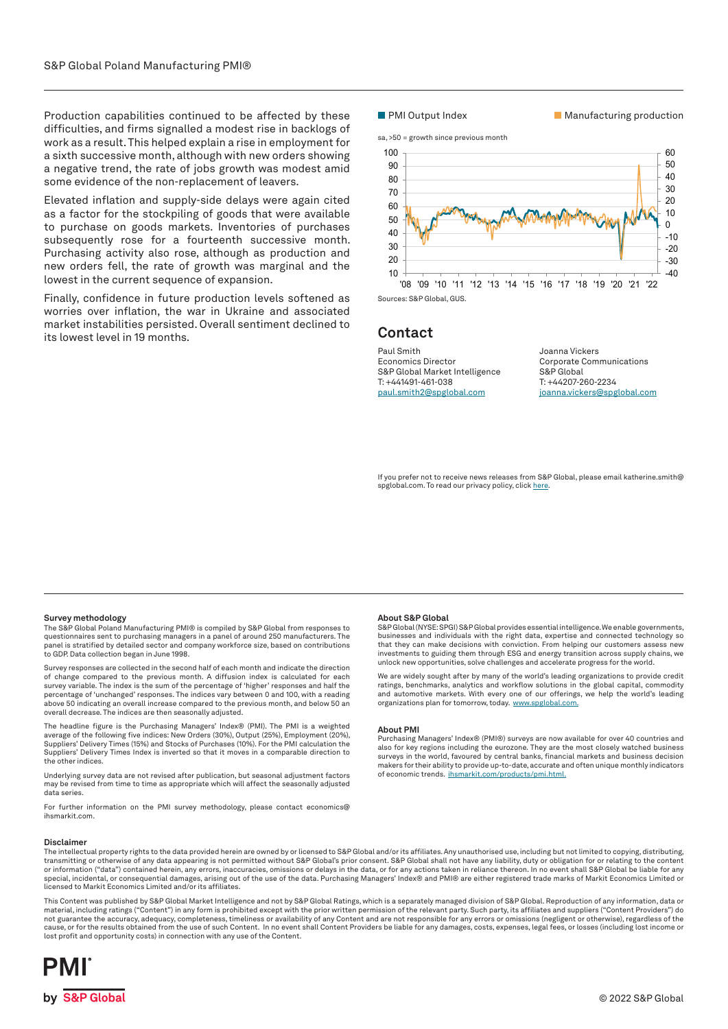Production capabilities continued to be affected by these difficulties, and firms signalled a modest rise in backlogs of work as a result. This helped explain a rise in employment for a sixth successive month, although with new orders showing a negative trend, the rate of jobs growth was modest amid some evidence of the non-replacement of leavers.

Elevated inflation and supply-side delays were again cited as a factor for the stockpiling of goods that were available to purchase on goods markets. Inventories of purchases subsequently rose for a fourteenth successive month. Purchasing activity also rose, although as production and new orders fell, the rate of growth was marginal and the lowest in the current sequence of expansion.

Finally, confidence in future production levels softened as worries over inflation, the war in Ukraine and associated market instabilities persisted. Overall sentiment declined to its lowest level in 19 months.

PMI Output Index

Manufacturing production

sa, >50 = growth since previous month

100
90
80
70
60
50
40
30
20
10

60
50
40
30
20
10
0
-10
-20
-30
-40

'08 '09 '10 '11 '12 '13 '14 '15 '16 '17 '18 '19 '20 '21 '22

Sources: S&P Global, GUS.

## Contact

Paul Smith
Economics Director
S&P Global Market Intelligence
T: +441491-461-038
paul.smith2@spglobal.com

Joanna Vickers
Corporate Communications
S&P Global
T: +44207-260-2234
joanna.vickers@spglobal.com

If you prefer not to receive news releases from S&P Global, please email katherine.smith@spglobal.com. To read our privacy policy, click here.

**Survey methodology**

The S&P Global Poland Manufacturing PMI® is compiled by S&P Global from responses to questionnaires sent to purchasing managers in a panel of around 250 manufacturers. The panel is stratified by detailed sector and company workforce size, based on contributions to GDP. Data collection began in June 1998.

Survey responses are collected in the second half of each month and indicate the direction of change compared to the previous month. A diffusion index is calculated for each survey variable. The index is the sum of the percentage of 'higher' responses and half the percentage of 'unchanged' responses. The indices vary between 0 and 100, with a reading above 50 indicating an overall increase compared to the previous month, and below 50 an overall decrease. The indices are then seasonally adjusted.

The headline figure is the Purchasing Managers' Index® (PMI). The PMI is a weighted average of the following five indices: New Orders (30%), Output (25%), Employment (20%), Suppliers' Delivery Times (15%) and Stocks of Purchases (10%). For the PMI calculation the Suppliers' Delivery Times Index is inverted so that it moves in a comparable direction to the other indices.

Underlying survey data are not revised after publication, but seasonal adjustment factors may be revised from time to time as appropriate which will affect the seasonally adjusted data series.

For further information on the PMI survey methodology, please contact economics@ihsmarkit.com.

**About S&P Global**

S&P Global (NYSE: SPGI) S&P Global provides essential intelligence. We enable governments, businesses and individuals with the right data, expertise and connected technology so that they can make decisions with conviction. From helping our customers assess new investments to guiding them through ESG and energy transition across supply chains, we unlock new opportunities, solve challenges and accelerate progress for the world.

We are widely sought after by many of the world's leading organizations to provide credit ratings, benchmarks, analytics and workflow solutions in the global capital, commodity and automotive markets. With every one of our offerings, we help the world's leading organizations plan for tomorrow, today. www.spglobal.com.

**About PMI**

Purchasing Managers' Index® (PMI®) surveys are now available for over 40 countries and also for key regions including the eurozone. They are the most closely watched business surveys in the world, favoured by central banks, financial markets and business decision makers for their ability to provide up-to-date, accurate and often unique monthly indicators of economic trends. ihsmarkit.com/products/pmi.html.

**Disclaimer**

The intellectual property rights to the data provided herein are owned by or licensed to S&P Global and/or its affiliates. Any unauthorised use, including but not limited to copying, distributing, transmitting or otherwise of any data appearing is not permitted without S&P Global's prior consent. S&P Global shall not have any liability, duty or obligation for or relating to the content or information ("data") contained herein, any errors, inaccuracies, omissions or delays in the data, or for any actions taken in reliance thereon. In no event shall S&P Global be liable for any special, incidental, or consequential damages, arising out of the use of the data. Purchasing Managers' Index® and PMI® are either registered trade marks of Markit Economics Limited or licensed to Markit Economics Limited and/or its affiliates.

This Content was published by S&P Global Market Intelligence and not by S&P Global Ratings, which is a separately managed division of S&P Global. Reproduction of any information, data or material, including ratings ("Content") in any form is prohibited except with the prior written permission of the relevant party. Such party, its affiliates and suppliers ("Content Providers") do not guarantee the accuracy, adequacy, completeness, timeliness or availability of any Content and are not responsible for any errors or omissions (negligent or otherwise), regardless of the cause, or for the results obtained from the use of such Content. In no event shall Content Providers be liable for any damages, costs, expenses, legal fees, or losses (including lost income or lost profit and opportunity costs) in connection with any use of the Content.

PMI by S&P Global

© 2022 S&P Global